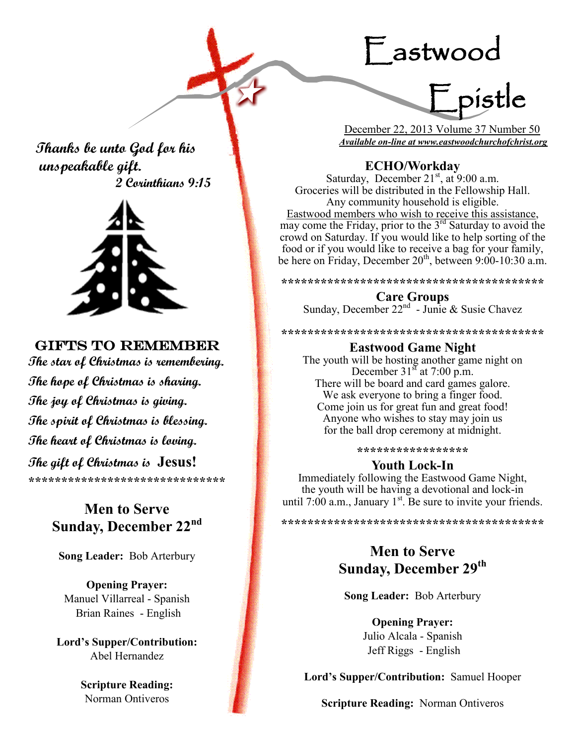# Eastwood Epistle

December 22, 2013 Volume 37 Number 50

***Available on-line at www.eastwoodchurchofchrist.org***

*Thanks be unto God for his unspeakable gift.*
*2 Corinthians 9:15*

## GIFTS TO REMEMBER

*The star of Christmas is remembering.*
*The hope of Christmas is sharing.*
*The joy of Christmas is giving.*
*The spirit of Christmas is blessing.*
*The heart of Christmas is loving.*
*The gift of Christmas is* **Jesus!**

******************************

## Men to Serve Sunday, December 22nd

**Song Leader:** Bob Arterbury

**Opening Prayer:**
Manuel Villarreal - Spanish
Brian Raines - English

**Lord's Supper/Contribution:**
Abel Hernandez

**Scripture Reading:**
Norman Ontiveros

## ECHO/Workday

Saturday, December 21st, at 9:00 a.m.
Groceries will be distributed in the Fellowship Hall.
Any community household is eligible.
Eastwood members who wish to receive this assistance, may come the Friday, prior to the 3rd Saturday to avoid the crowd on Saturday. If you would like to help sorting of the food or if you would like to receive a bag for your family, be here on Friday, December 20th, between 9:00-10:30 a.m.

****************************************

## Care Groups

Sunday, December 22nd - Junie & Susie Chavez

****************************************

## Eastwood Game Night

The youth will be hosting another game night on December 31st at 7:00 p.m.
There will be board and card games galore.
We ask everyone to bring a finger food.
Come join us for great fun and great food!
Anyone who wishes to stay may join us for the ball drop ceremony at midnight.

*****************

## Youth Lock-In

Immediately following the Eastwood Game Night, the youth will be having a devotional and lock-in until 7:00 a.m., January 1st. Be sure to invite your friends.

****************************************

## Men to Serve Sunday, December 29th

**Song Leader:** Bob Arterbury

**Opening Prayer:**
Julio Alcala - Spanish
Jeff Riggs - English

**Lord's Supper/Contribution:** Samuel Hooper

**Scripture Reading:** Norman Ontiveros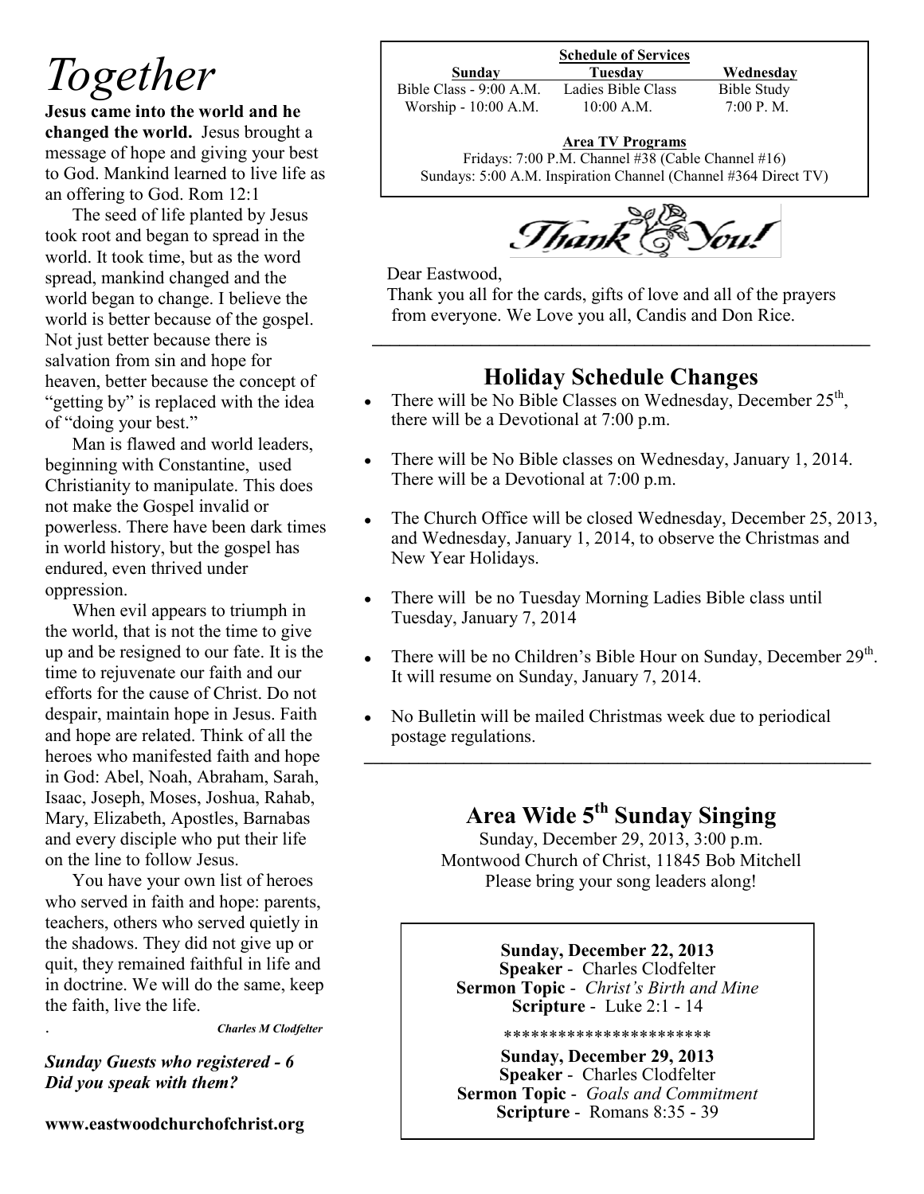# Together

**Jesus came into the world and he changed the world.** Jesus brought a message of hope and giving your best to God. Mankind learned to live life as an offering to God. Rom 12:1

The seed of life planted by Jesus took root and began to spread in the world. It took time, but as the word spread, mankind changed and the world began to change. I believe the world is better because of the gospel. Not just better because there is salvation from sin and hope for heaven, better because the concept of "getting by" is replaced with the idea of "doing your best."

Man is flawed and world leaders, beginning with Constantine, used Christianity to manipulate. This does not make the Gospel invalid or powerless. There have been dark times in world history, but the gospel has endured, even thrived under oppression.

When evil appears to triumph in the world, that is not the time to give up and be resigned to our fate. It is the time to rejuvenate our faith and our efforts for the cause of Christ. Do not despair, maintain hope in Jesus. Faith and hope are related. Think of all the heroes who manifested faith and hope in God: Abel, Noah, Abraham, Sarah, Isaac, Joseph, Moses, Joshua, Rahab, Mary, Elizabeth, Apostles, Barnabas and every disciple who put their life on the line to follow Jesus.

You have your own list of heroes who served in faith and hope: parents, teachers, others who served quietly in the shadows. They did not give up or quit, they remained faithful in life and in doctrine. We will do the same, keep the faith, live the life.

*Charles M Clodfelter*

***Sunday Guests who registered - 6***
***Did you speak with them?***

**www.eastwoodchurchofchrist.org**

---

**Schedule of Services**

| Sunday | Tuesday | Wednesday |
|---|---|---|
| Bible Class - 9:00 A.M. | Ladies Bible Class | Bible Study |
| Worship - 10:00 A.M. | 10:00 A.M. | 7:00 P. M. |

**Area TV Programs**

Fridays: 7:00 P.M. Channel #38 (Cable Channel #16)
Sundays: 5:00 A.M. Inspiration Channel (Channel #364 Direct TV)

---

Thank You!

Dear Eastwood,

Thank you all for the cards, gifts of love and all of the prayers from everyone. We Love you all, Candis and Don Rice.

---

## Holiday Schedule Changes

- There will be No Bible Classes on Wednesday, December 25th, there will be a Devotional at 7:00 p.m.
- There will be No Bible classes on Wednesday, January 1, 2014. There will be a Devotional at 7:00 p.m.
- The Church Office will be closed Wednesday, December 25, 2013, and Wednesday, January 1, 2014, to observe the Christmas and New Year Holidays.
- There will be no Tuesday Morning Ladies Bible class until Tuesday, January 7, 2014
- There will be no Children's Bible Hour on Sunday, December 29th. It will resume on Sunday, January 7, 2014.
- No Bulletin will be mailed Christmas week due to periodical postage regulations.

---

## Area Wide 5th Sunday Singing

Sunday, December 29, 2013, 3:00 p.m.
Montwood Church of Christ, 11845 Bob Mitchell
Please bring your song leaders along!

---

**Sunday, December 22, 2013**
**Speaker** - Charles Clodfelter
**Sermon Topic** - *Christ's Birth and Mine*
**Scripture** - Luke 2:1 - 14

**********************

**Sunday, December 29, 2013**
**Speaker** - Charles Clodfelter
**Sermon Topic** - *Goals and Commitment*
**Scripture** - Romans 8:35 - 39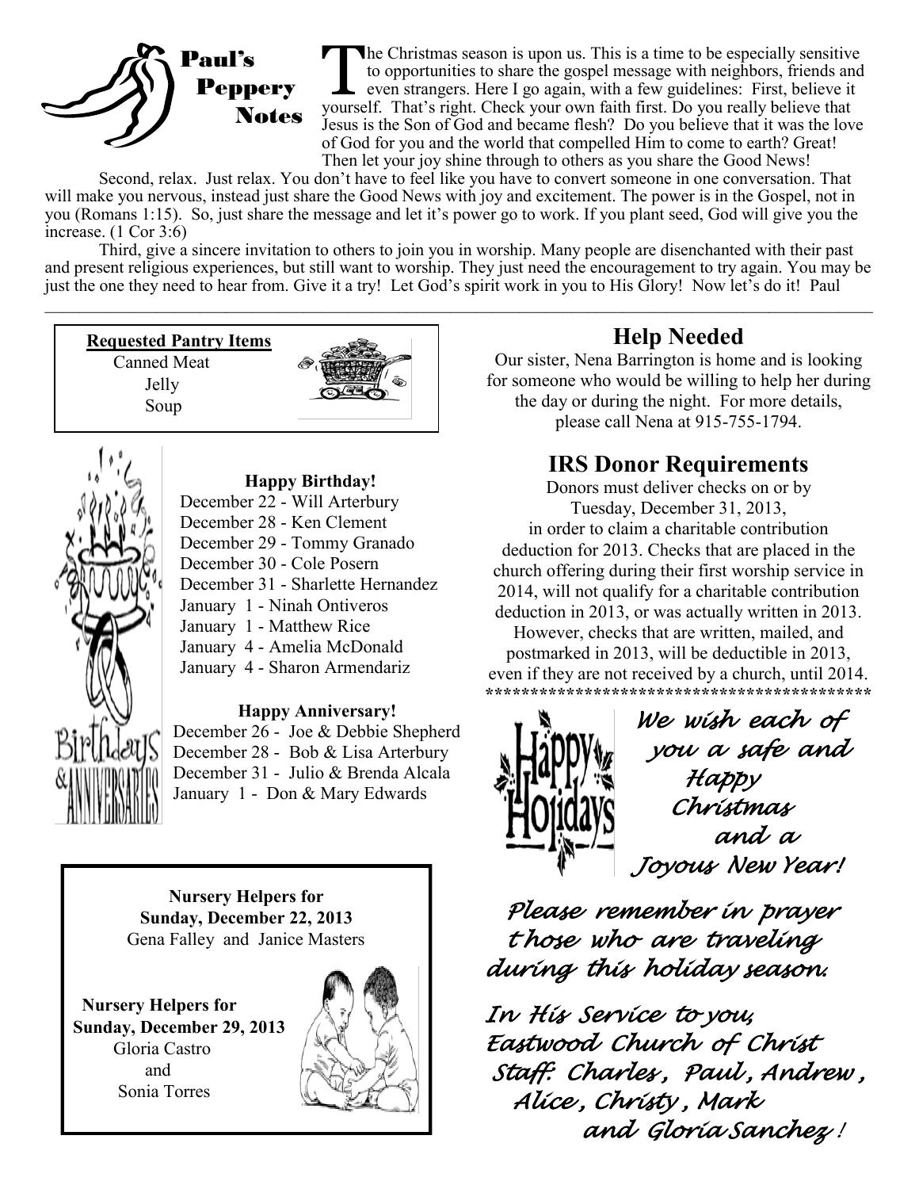## Paul's Peppery Notes

The Christmas season is upon us. This is a time to be especially sensitive to opportunities to share the gospel message with neighbors, friends and even strangers. Here I go again, with a few guidelines: First, believe it yourself. That's right. Check your own faith first. Do you really believe that Jesus is the Son of God and became flesh? Do you believe that it was the love of God for you and the world that compelled Him to come to earth? Great! Then let your joy shine through to others as you share the Good News!

Second, relax. Just relax. You don't have to feel like you have to convert someone in one conversation. That will make you nervous, instead just share the Good News with joy and excitement. The power is in the Gospel, not in you (Romans 1:15). So, just share the message and let it's power go to work. If you plant seed, God will give you the increase. (1 Cor 3:6)

Third, give a sincere invitation to others to join you in worship. Many people are disenchanted with their past and present religious experiences, but still want to worship. They just need the encouragement to try again. You may be just the one they need to hear from. Give it a try! Let God's spirit work in you to His Glory! Now let's do it! Paul

---

**Requested Pantry Items**

Canned Meat
Jelly
Soup

**Happy Birthday!**

December 22 - Will Arterbury
December 28 - Ken Clement
December 29 - Tommy Granado
December 30 - Cole Posern
December 31 - Sharlette Hernandez
January 1 - Ninah Ontiveros
January 1 - Matthew Rice
January 4 - Amelia McDonald
January 4 - Sharon Armendariz

**Happy Anniversary!**

December 26 - Joe & Debbie Shepherd
December 28 - Bob & Lisa Arterbury
December 31 - Julio & Brenda Alcala
January 1 - Don & Mary Edwards

**Nursery Helpers for Sunday, December 22, 2013**
Gena Falley and Janice Masters

**Nursery Helpers for Sunday, December 29, 2013**
Gloria Castro and Sonia Torres

## Help Needed

Our sister, Nena Barrington is home and is looking for someone who would be willing to help her during the day or during the night. For more details, please call Nena at 915-755-1794.

## IRS Donor Requirements

Donors must deliver checks on or by Tuesday, December 31, 2013, in order to claim a charitable contribution deduction for 2013. Checks that are placed in the church offering during their first worship service in 2014, will not qualify for a charitable contribution deduction in 2013, or was actually written in 2013. However, checks that are written, mailed, and postmarked in 2013, will be deductible in 2013, even if they are not received by a church, until 2014.

*******************************************

*We wish each of you a safe and Happy Christmas and a Joyous New Year!*

*Please remember in prayer those who are traveling during this holiday season.*

*In His Service to you,*
*Eastwood Church of Christ*
*Staff: Charles, Paul, Andrew, Alice, Christy, Mark and Gloria Sanchez!*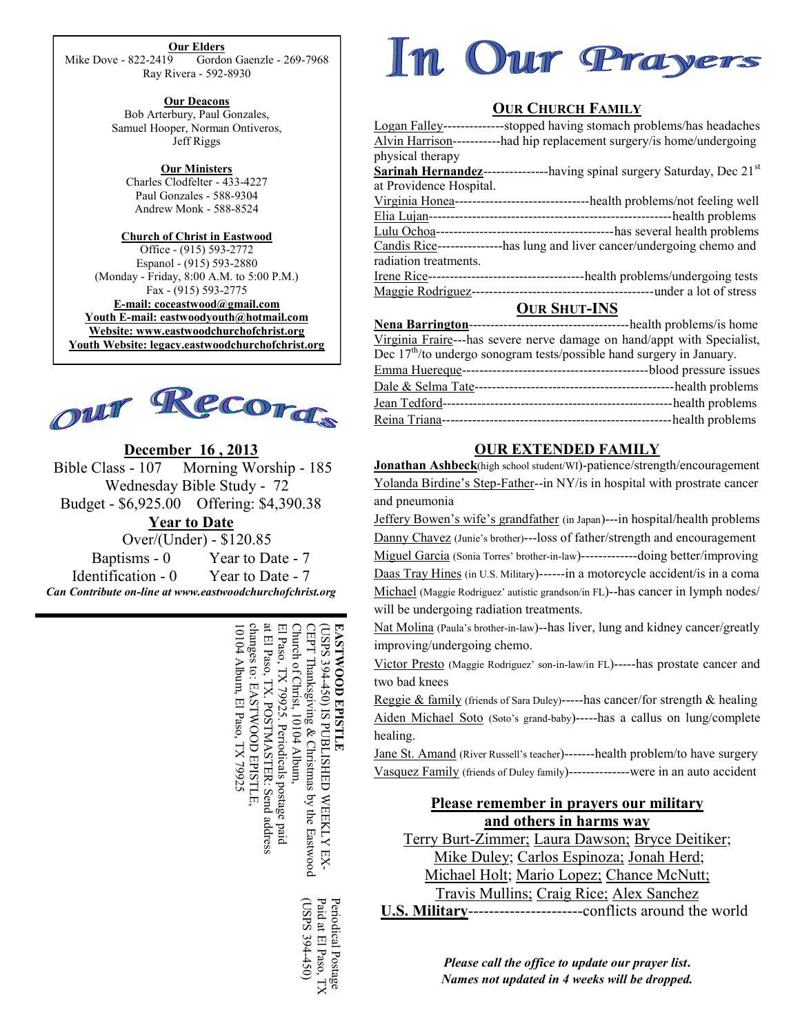**Our Elders**

Mike Dove - 822-2419     Gordon Gaenzle - 269-7968

Ray Rivera - 592-8930

**Our Deacons**

Bob Arterbury, Paul Gonzales,
Samuel Hooper, Norman Ontiveros,
Jeff Riggs

**Our Ministers**

Charles Clodfelter - 433-4227
Paul Gonzales - 588-9304
Andrew Monk - 588-8524

**Church of Christ in Eastwood**

Office - (915) 593-2772
Espanol - (915) 593-2880
(Monday - Friday, 8:00 A.M. to 5:00 P.M.)
Fax - (915) 593-2775

**E-mail: coceastwood@gmail.com**
**Youth E-mail: eastwoodyouth@hotmail.com**
**Website: www.eastwoodchurchofchrist.org**
**Youth Website: legacy.eastwoodchurchofchrist.org**

# Our Records

**December 16 , 2013**

Bible Class - 107     Morning Worship - 185

Wednesday Bible Study - 72

Budget - $6,925.00     Offering: $4,390.38

**Year to Date**

Over/(Under) - $120.85

Baptisms - 0     Year to Date - 7

Identification - 0     Year to Date - 7

***Can Contribute on-line at www.eastwoodchurchofchrist.org***

**EASTWOOD EPISTLE** (USPS 394-450) IS PUBLISHED WEEKLY EXCEPT Thanksgiving & Christmas by the Eastwood Church of Christ, 10104 Album, El Paso, TX 79925. Periodicals postage paid at El Paso, TX. POSTMASTER: Send address changes to: EASTWOOD EPISTLE, 10104 Album, El Paso, TX 79925

Periodical Postage Paid at El Paso, TX (USPS 394-450)

# In Our Prayers

## Our Church Family

Logan Falley--------------stopped having stomach problems/has headaches

Alvin Harrison-----------had hip replacement surgery/is home/undergoing physical therapy

**Sarinah Hernandez**---------------having spinal surgery Saturday, Dec 21st at Providence Hospital.

Virginia Honea-------------------------------health problems/not feeling well

Elia Lujan--------------------------------------------------------------health problems

Lulu Ochoa-----------------------------------------has several health problems

Candis Rice---------------has lung and liver cancer/undergoing chemo and radiation treatments.

Irene Rice------------------------------------health problems/undergoing tests

Maggie Rodriguez------------------------------------------under a lot of stress

## Our Shut-Ins

**Nena Barrington**-------------------------------------health problems/is home

Virginia Fraire---has severe nerve damage on hand/appt with Specialist, Dec 17th/to undergo sonogram tests/possible hand surgery in January.

Emma Huereque-------------------------------------------blood pressure issues

Dale & Selma Tate----------------------------------------------health problems

Jean Tedford----------------------------------------------------health problems

Reina Triana----------------------------------------------------health problems

## OUR EXTENDED FAMILY

**Jonathan Ashbeck**(high school student/WI)-patience/strength/encouragement

Yolanda Birdine's Step-Father--in NY/is in hospital with prostrate cancer and pneumonia

Jeffery Bowen's wife's grandfather (in Japan)---in hospital/health problems

Danny Chavez (Junie's brother)---loss of father/strength and encouragement

Miguel Garcia (Sonia Torres' brother-in-law)-------------doing better/improving

Daas Tray Hines (in U.S. Military)------in a motorcycle accident/is in a coma

Michael (Maggie Rodriguez' autistic grandson/in FL)--has cancer in lymph nodes/ will be undergoing radiation treatments.

Nat Molina (Paula's brother-in-law)--has liver, lung and kidney cancer/greatly improving/undergoing chemo.

Victor Presto (Maggie Rodriguez' son-in-law/in FL)-----has prostate cancer and two bad knees

Reggie & family (friends of Sara Duley)-----has cancer/for strength & healing

Aiden Michael Soto (Soto's grand-baby)-----has a callus on lung/complete healing.

Jane St. Amand (River Russell's teacher)-------health problem/to have surgery

Vasquez Family (friends of Duley family)--------------were in an auto accident

**Please remember in prayers our military and others in harms way**

Terry Burt-Zimmer; Laura Dawson; Bryce Deitiker; Mike Duley; Carlos Espinoza; Jonah Herd; Michael Holt; Mario Lopez; Chance McNutt; Travis Mullins; Craig Rice; Alex Sanchez

**U.S. Military**----------------------conflicts around the world

***Please call the office to update our prayer list. Names not updated in 4 weeks will be dropped.***